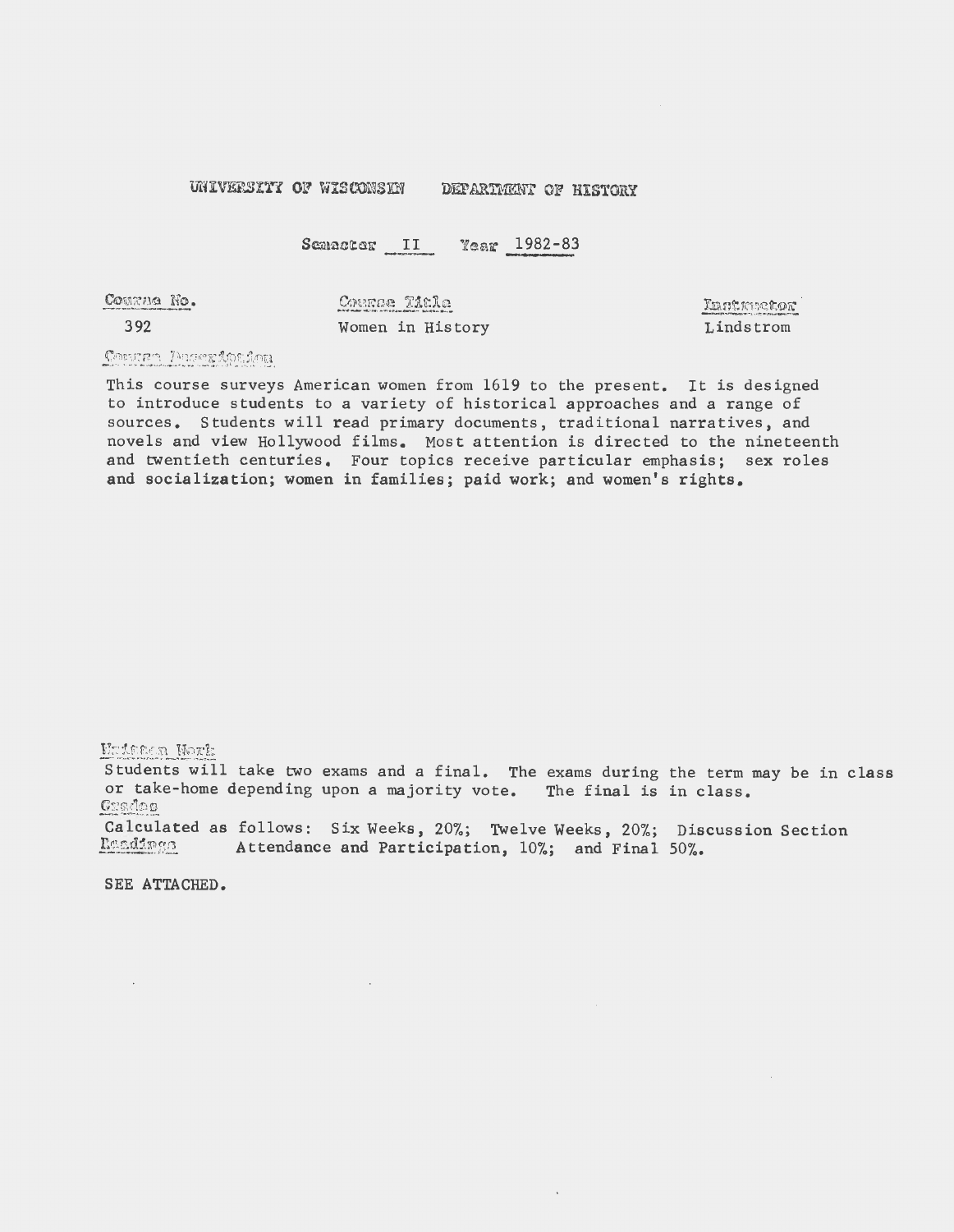UNIVERSITY OF WISCONSIN DEPARTMENT OF HISTORY

Semester II Year 1982-83

| Course No. | Course Title | Instructor |
| --- | --- | --- |
| 392 | Women in History | Lindstrom |

Course Description

This course surveys American women from 1619 to the present. It is designed to introduce students to a variety of historical approaches and a range of sources. Students will read primary documents, traditional narratives, and novels and view Hollywood films. Most attention is directed to the nineteenth and twentieth centuries. Four topics receive particular emphasis; sex roles and socialization; women in families; paid work; and women's rights.

Written Work

Students will take two exams and a final. The exams during the term may be in class or take-home depending upon a majority vote. The final is in class.

Grades

Calculated as follows: Six Weeks, 20%; Twelve Weeks, 20%; Discussion Section Attendance and Participation, 10%; and Final 50%.

Readings

SEE ATTACHED.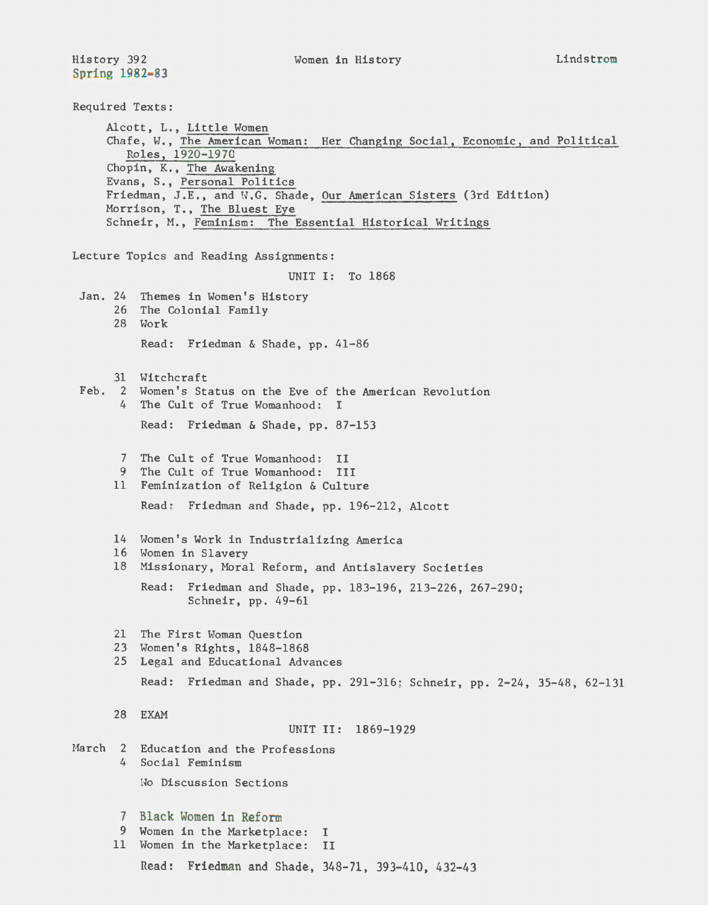History 392 Women in History Lindstrom
Spring 1982-83

Required Texts:

- Alcott, L., Little Women
- Chafe, W., The American Woman: Her Changing Social, Economic, and Political Roles, 1920-1970
- Chopin, K., The Awakening
- Evans, S., Personal Politics
- Friedman, J.E., and W.G. Shade, Our American Sisters (3rd Edition)
- Morrison, T., The Bluest Eye
- Schneir, M., Feminism: The Essential Historical Writings

Lecture Topics and Reading Assignments:

## UNIT I: To 1868

Jan. 24 Themes in Women's History
26 The Colonial Family
28 Work

Read: Friedman & Shade, pp. 41-86

31 Witchcraft
Feb. 2 Women's Status on the Eve of the American Revolution
4 The Cult of True Womanhood: I

Read: Friedman & Shade, pp. 87-153

7 The Cult of True Womanhood: II
9 The Cult of True Womanhood: III
11 Feminization of Religion & Culture

Read: Friedman and Shade, pp. 196-212, Alcott

14 Women's Work in Industrializing America
16 Women in Slavery
18 Missionary, Moral Reform, and Antislavery Societies

Read: Friedman and Shade, pp. 183-196, 213-226, 267-290; Schneir, pp. 49-61

21 The First Woman Question
23 Women's Rights, 1848-1868
25 Legal and Educational Advances

Read: Friedman and Shade, pp. 291-316; Schneir, pp. 2-24, 35-48, 62-131

28 EXAM

## UNIT II: 1869-1929

March 2 Education and the Professions
4 Social Feminism

No Discussion Sections

7 Black Women in Reform
9 Women in the Marketplace: I
11 Women in the Marketplace: II

Read: Friedman and Shade, 348-71, 393-410, 432-43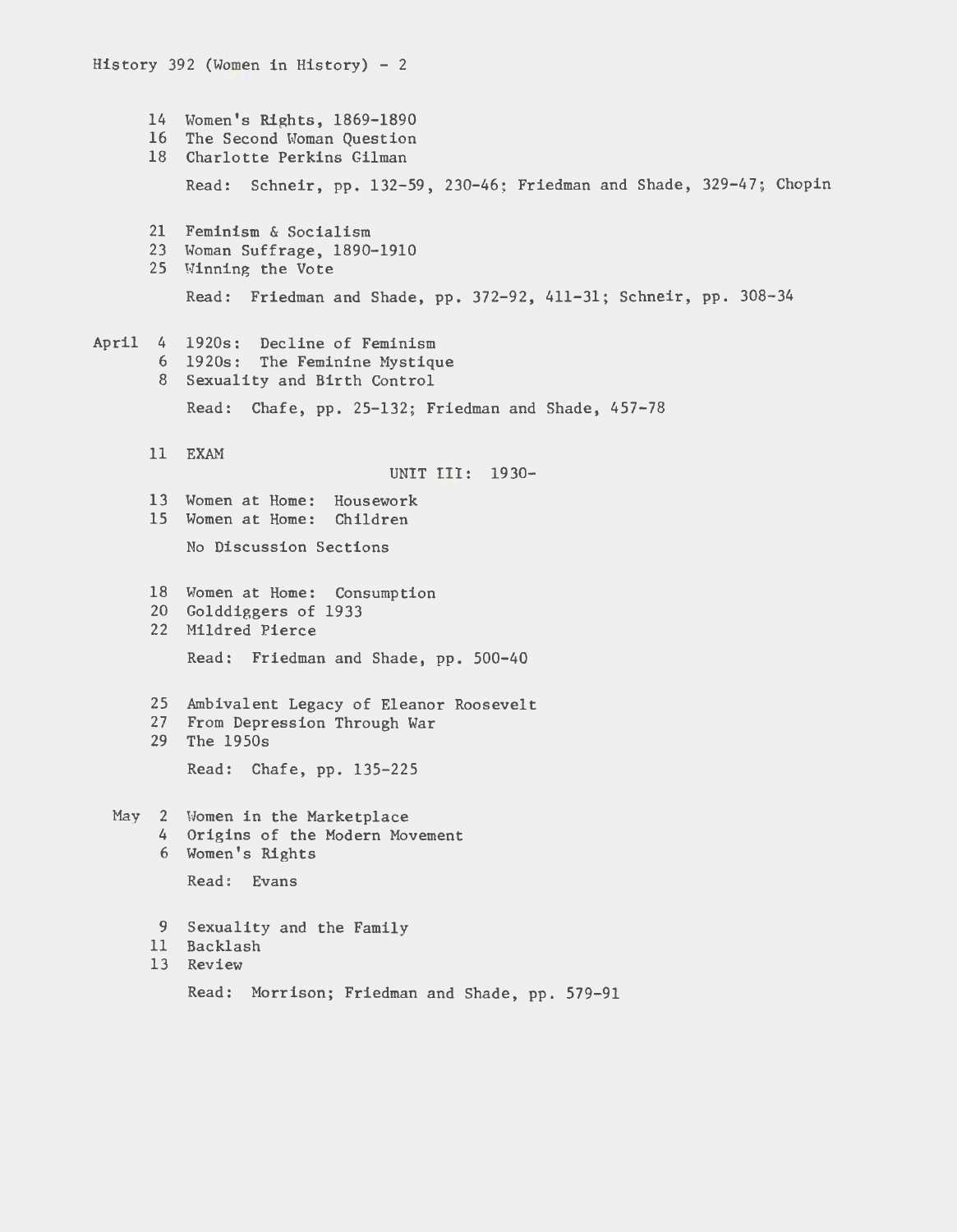14 Women's Rights, 1869-1890
16 The Second Woman Question
18 Charlotte Perkins Gilman

Read: Schneir, pp. 132-59, 230-46; Friedman and Shade, 329-47; Chopin

21 Feminism & Socialism
23 Woman Suffrage, 1890-1910
25 Winning the Vote

Read: Friedman and Shade, pp. 372-92, 411-31; Schneir, pp. 308-34

April 4 1920s: Decline of Feminism
6 1920s: The Feminine Mystique
8 Sexuality and Birth Control

Read: Chafe, pp. 25-132; Friedman and Shade, 457-78

11 EXAM

## UNIT III: 1930-

13 Women at Home: Housework
15 Women at Home: Children

No Discussion Sections

18 Women at Home: Consumption
20 Golddiggers of 1933
22 Mildred Pierce

Read: Friedman and Shade, pp. 500-40

25 Ambivalent Legacy of Eleanor Roosevelt
27 From Depression Through War
29 The 1950s

Read: Chafe, pp. 135-225

May 2 Women in the Marketplace
4 Origins of the Modern Movement
6 Women's Rights

Read: Evans

9 Sexuality and the Family
11 Backlash
13 Review

Read: Morrison; Friedman and Shade, pp. 579-91